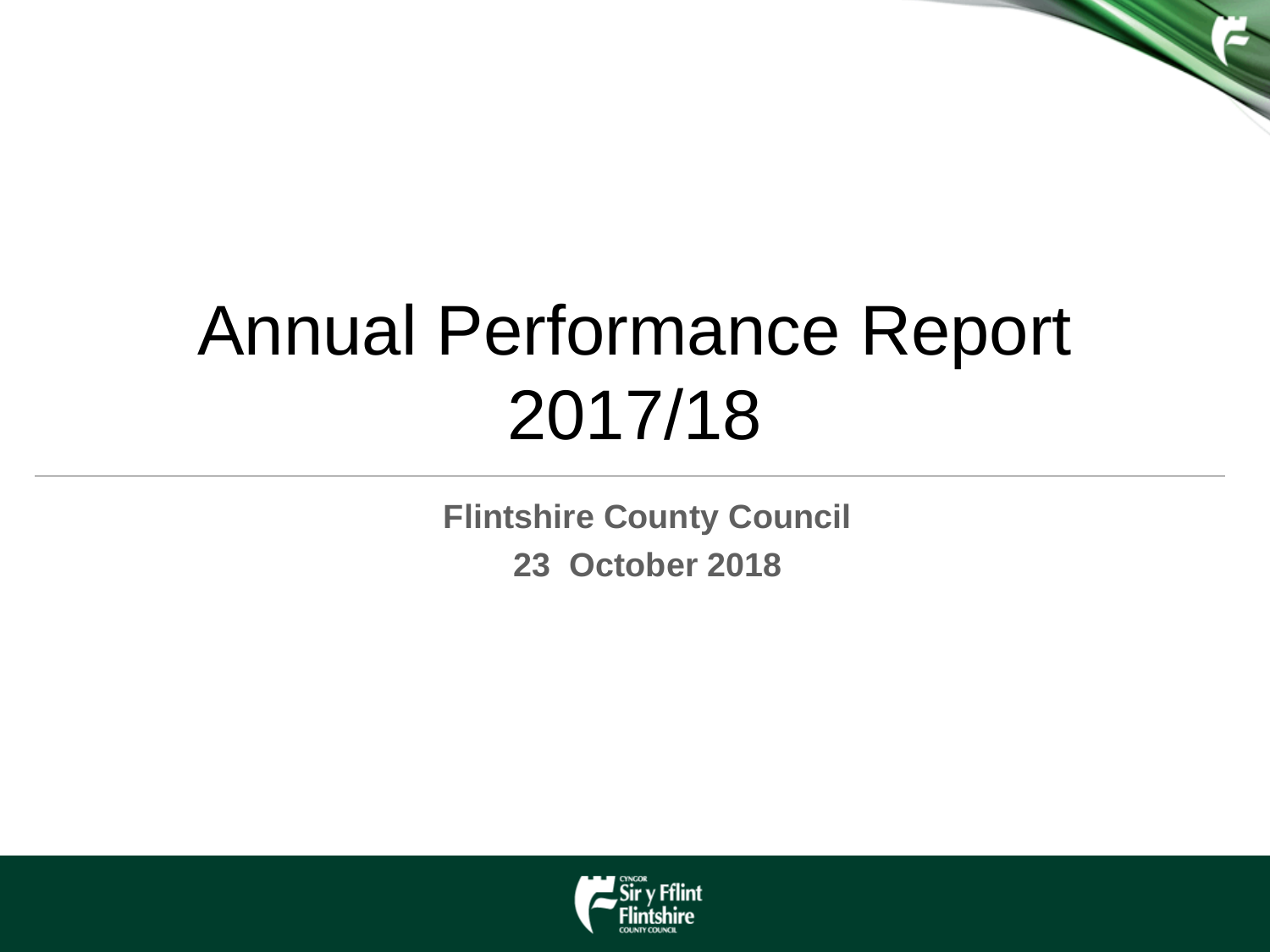# Annual Performance Report 2017/18

---

**Flintshire County Council**

**23 October 2018**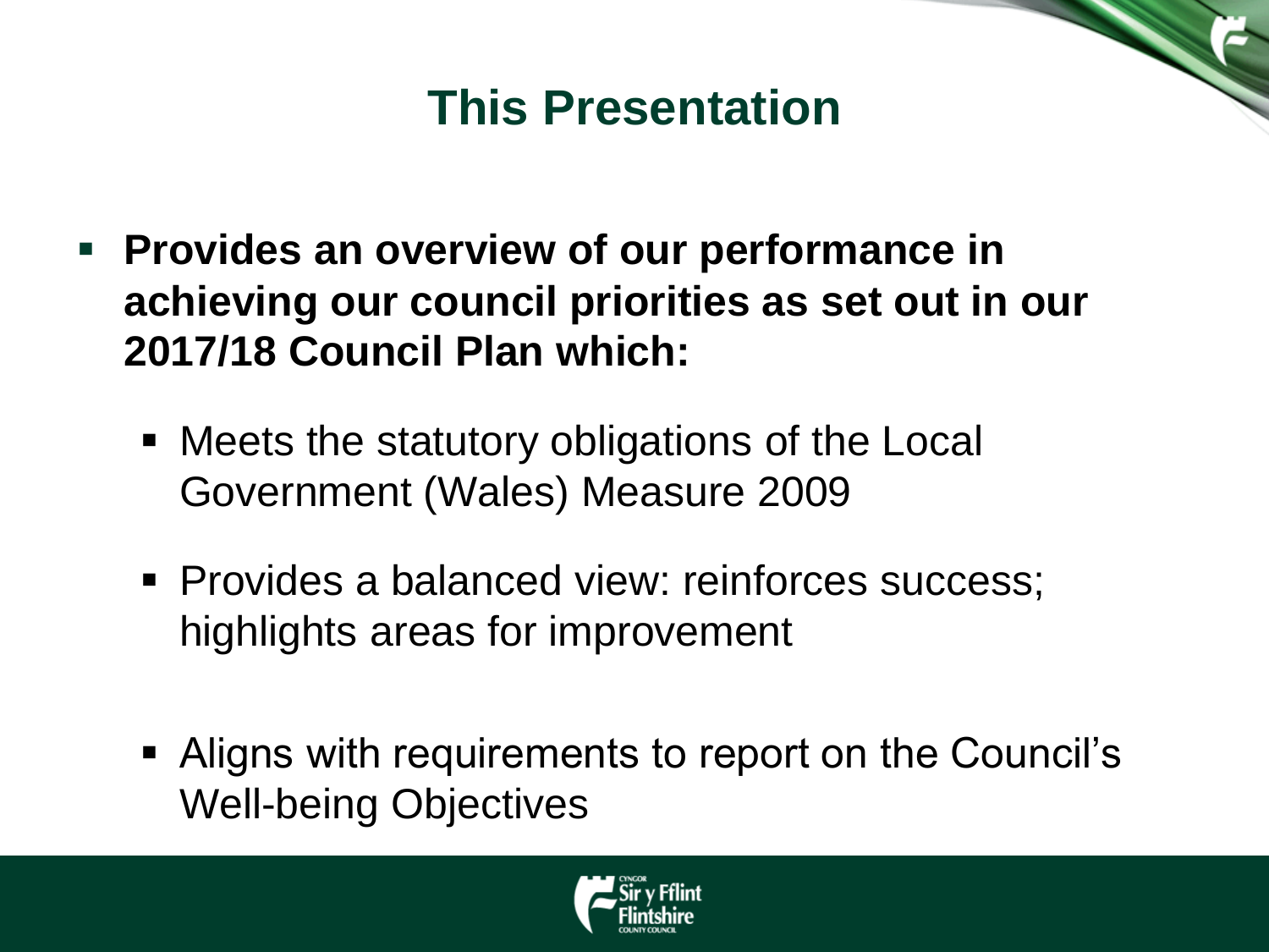# This Presentation

- **Provides an overview of our performance in achieving our council priorities as set out in our 2017/18 Council Plan which:**
  - Meets the statutory obligations of the Local Government (Wales) Measure 2009
  - Provides a balanced view: reinforces success; highlights areas for improvement
  - Aligns with requirements to report on the Council's Well-being Objectives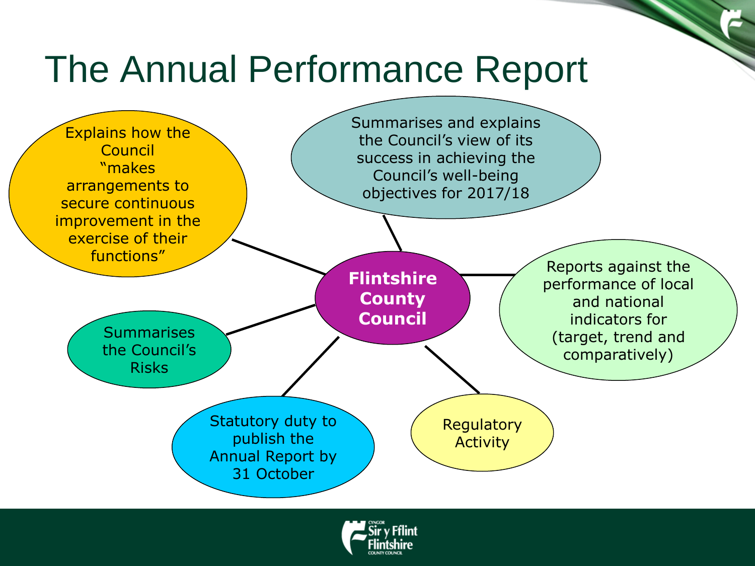# The Annual Performance Report

**Flintshire County Council**

- Explains how the Council "makes arrangements to secure continuous improvement in the exercise of their functions"
- Summarises and explains the Council's view of its success in achieving the Council's well-being objectives for 2017/18
- Reports against the performance of local and national indicators for (target, trend and comparatively)
- Regulatory Activity
- Statutory duty to publish the Annual Report by 31 October
- Summarises the Council's Risks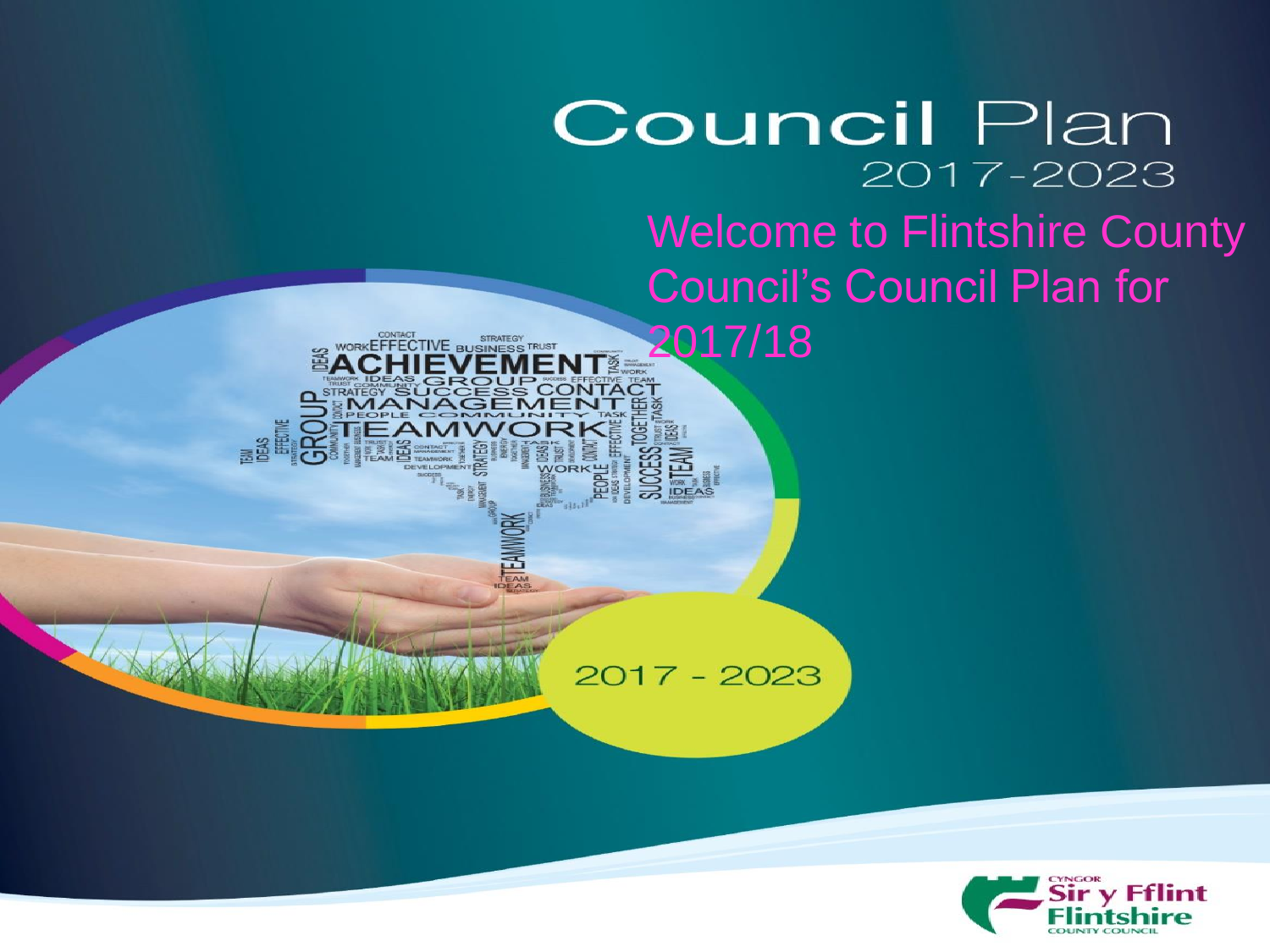# Council Plan

2017-2023

Welcome to Flintshire County Council's Council Plan for 2017/18

2017 - 2023

Cyngor Sir y Fflint
Flintshire County Council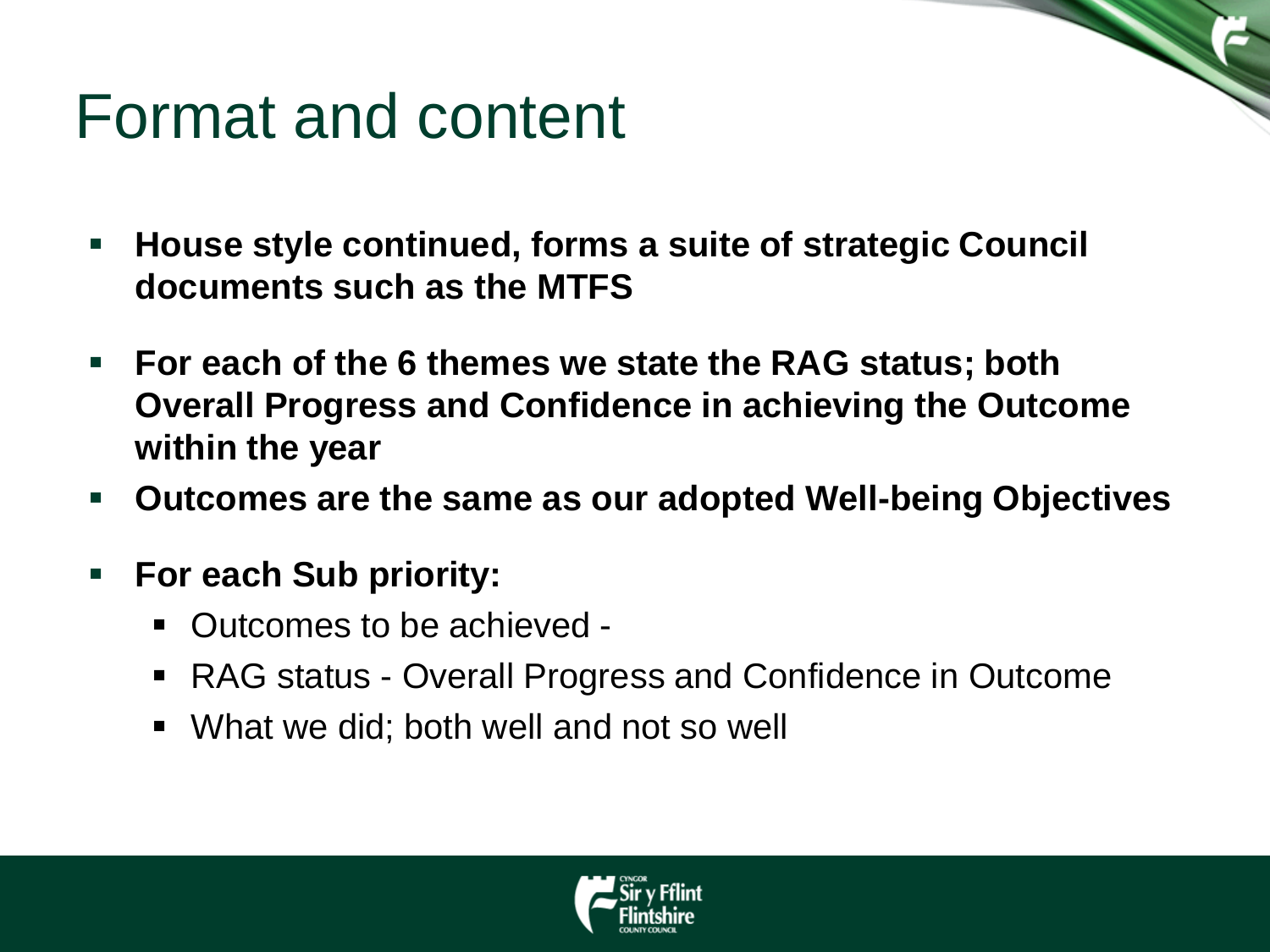# Format and content

- **House style continued, forms a suite of strategic Council documents such as the MTFS**
- **For each of the 6 themes we state the RAG status; both Overall Progress and Confidence in achieving the Outcome within the year**
- **Outcomes are the same as our adopted Well-being Objectives**
- **For each Sub priority:**
  - Outcomes to be achieved -
  - RAG status - Overall Progress and Confidence in Outcome
  - What we did; both well and not so well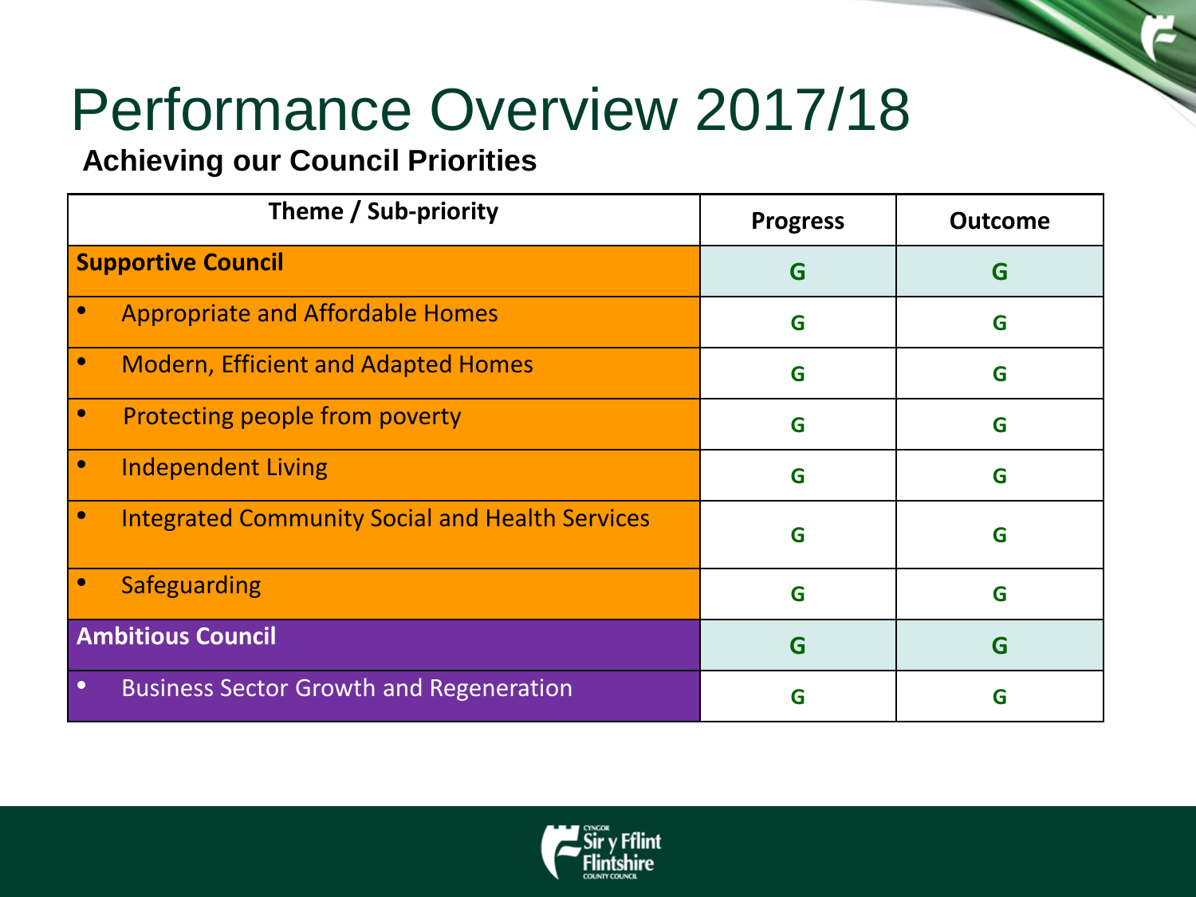# Performance Overview 2017/18

**Achieving our Council Priorities**

| Theme / Sub-priority | Progress | Outcome |
|---|---|---|
| **Supportive Council** | G | G |
| • Appropriate and Affordable Homes | G | G |
| • Modern, Efficient and Adapted Homes | G | G |
| • Protecting people from poverty | G | G |
| • Independent Living | G | G |
| • Integrated Community Social and Health Services | G | G |
| • Safeguarding | G | G |
| **Ambitious Council** | G | G |
| • Business Sector Growth and Regeneration | G | G |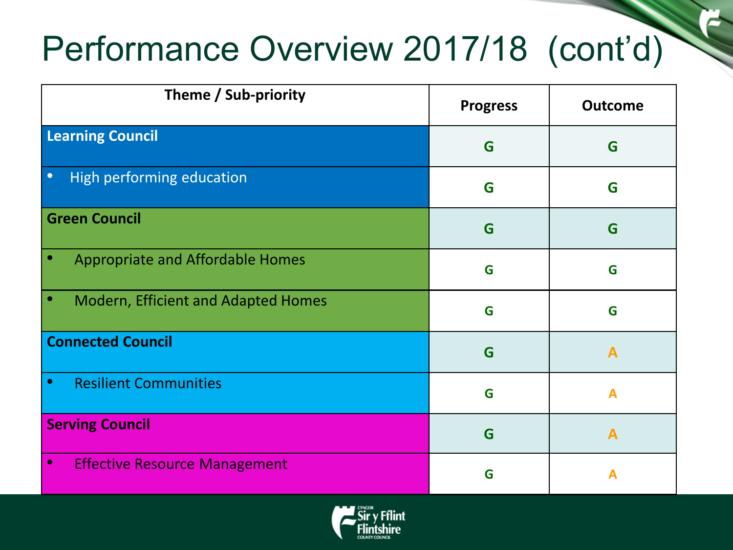# Performance Overview 2017/18 (cont'd)

| Theme / Sub-priority | Progress | Outcome |
|---|---|---|
| **Learning Council** | G | G |
| • High performing education | G | G |
| **Green Council** | G | G |
| • Appropriate and Affordable Homes | G | G |
| • Modern, Efficient and Adapted Homes | G | G |
| **Connected Council** | G | A |
| • Resilient Communities | G | A |
| **Serving Council** | G | A |
| • Effective Resource Management | G | A |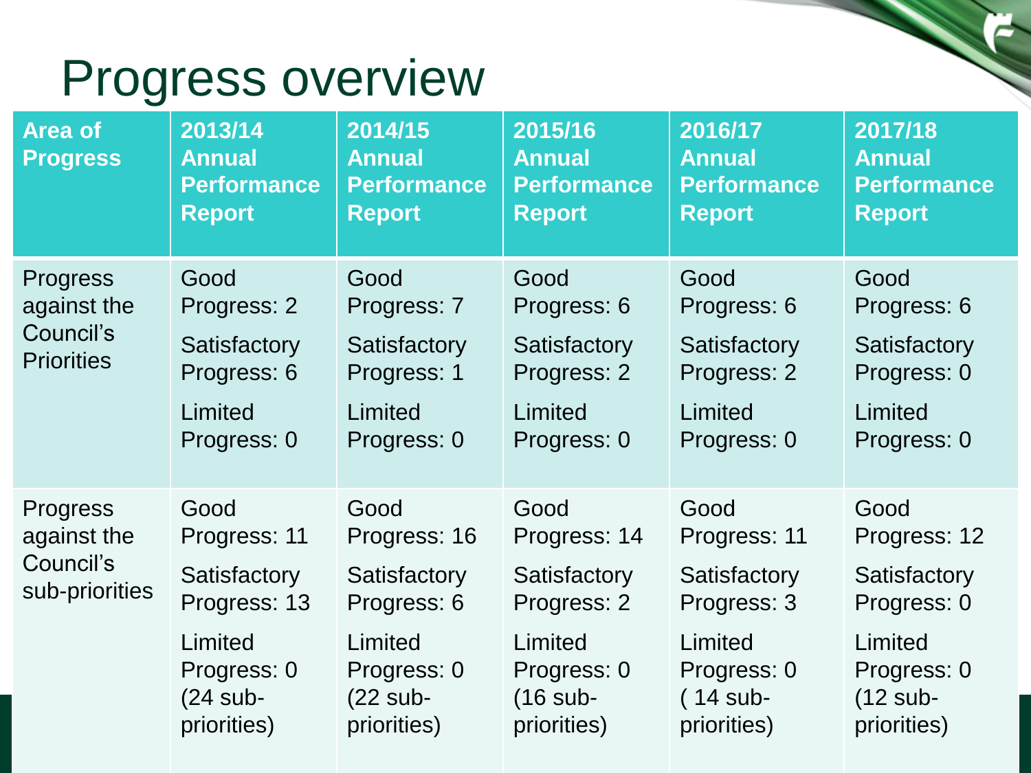# Progress overview

| Area of Progress | 2013/14 Annual Performance Report | 2014/15 Annual Performance Report | 2015/16 Annual Performance Report | 2016/17 Annual Performance Report | 2017/18 Annual Performance Report |
|---|---|---|---|---|---|
| Progress against the Council's Priorities | Good Progress: 2<br>Satisfactory Progress: 6<br>Limited Progress: 0 | Good Progress: 7<br>Satisfactory Progress: 1<br>Limited Progress: 0 | Good Progress: 6<br>Satisfactory Progress: 2<br>Limited Progress: 0 | Good Progress: 6<br>Satisfactory Progress: 2<br>Limited Progress: 0 | Good Progress: 6<br>Satisfactory Progress: 0<br>Limited Progress: 0 |
| Progress against the Council's sub-priorities | Good Progress: 11<br>Satisfactory Progress: 13<br>Limited Progress: 0<br>(24 sub-priorities) | Good Progress: 16<br>Satisfactory Progress: 6<br>Limited Progress: 0<br>(22 sub-priorities) | Good Progress: 14<br>Satisfactory Progress: 2<br>Limited Progress: 0<br>(16 sub-priorities) | Good Progress: 11<br>Satisfactory Progress: 3<br>Limited Progress: 0<br>( 14 sub-priorities) | Good Progress: 12<br>Satisfactory Progress: 0<br>Limited Progress: 0<br>(12 sub-priorities) |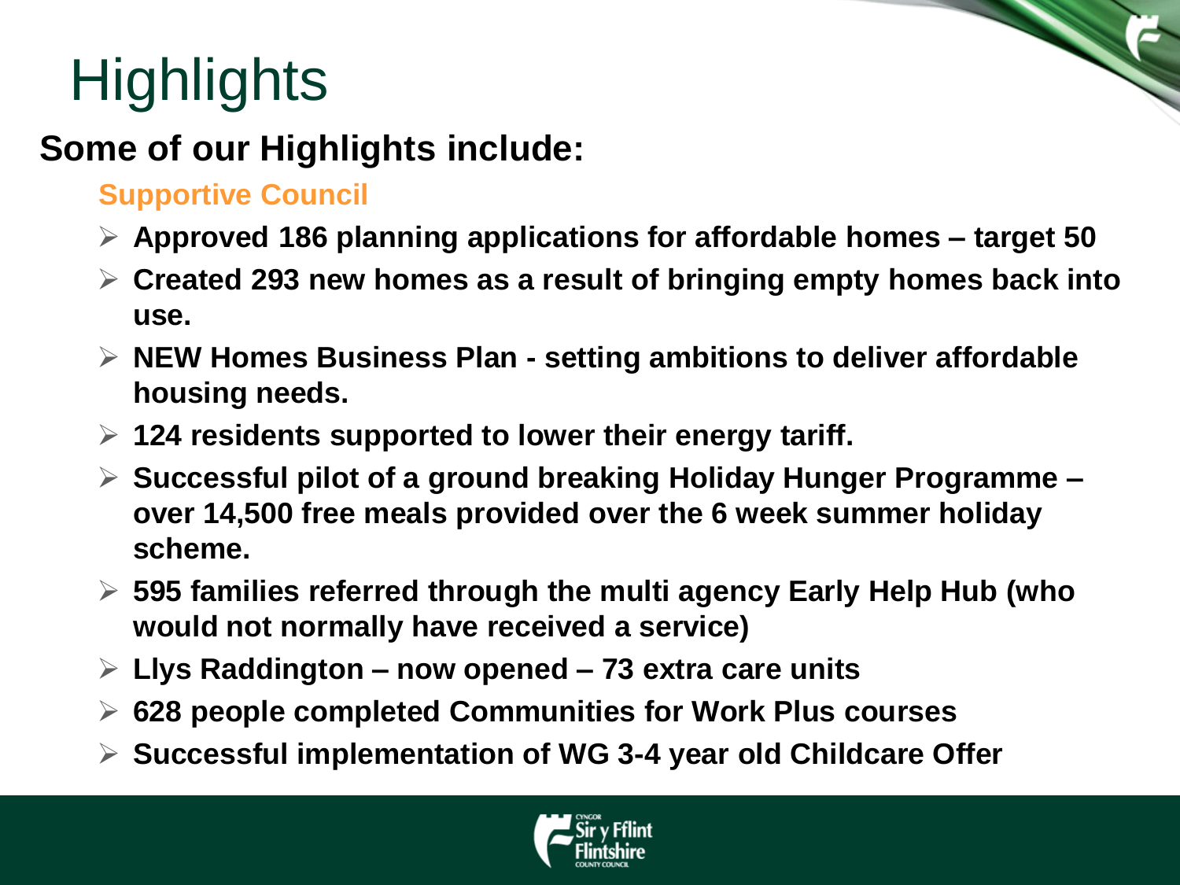# Highlights

## Some of our Highlights include:

### Supportive Council

- **Approved 186 planning applications for affordable homes – target 50**
- **Created 293 new homes as a result of bringing empty homes back into use.**
- **NEW Homes Business Plan - setting ambitions to deliver affordable housing needs.**
- **124 residents supported to lower their energy tariff.**
- **Successful pilot of a ground breaking Holiday Hunger Programme – over 14,500 free meals provided over the 6 week summer holiday scheme.**
- **595 families referred through the multi agency Early Help Hub (who would not normally have received a service)**
- **Llys Raddington – now opened – 73 extra care units**
- **628 people completed Communities for Work Plus courses**
- **Successful implementation of WG 3-4 year old Childcare Offer**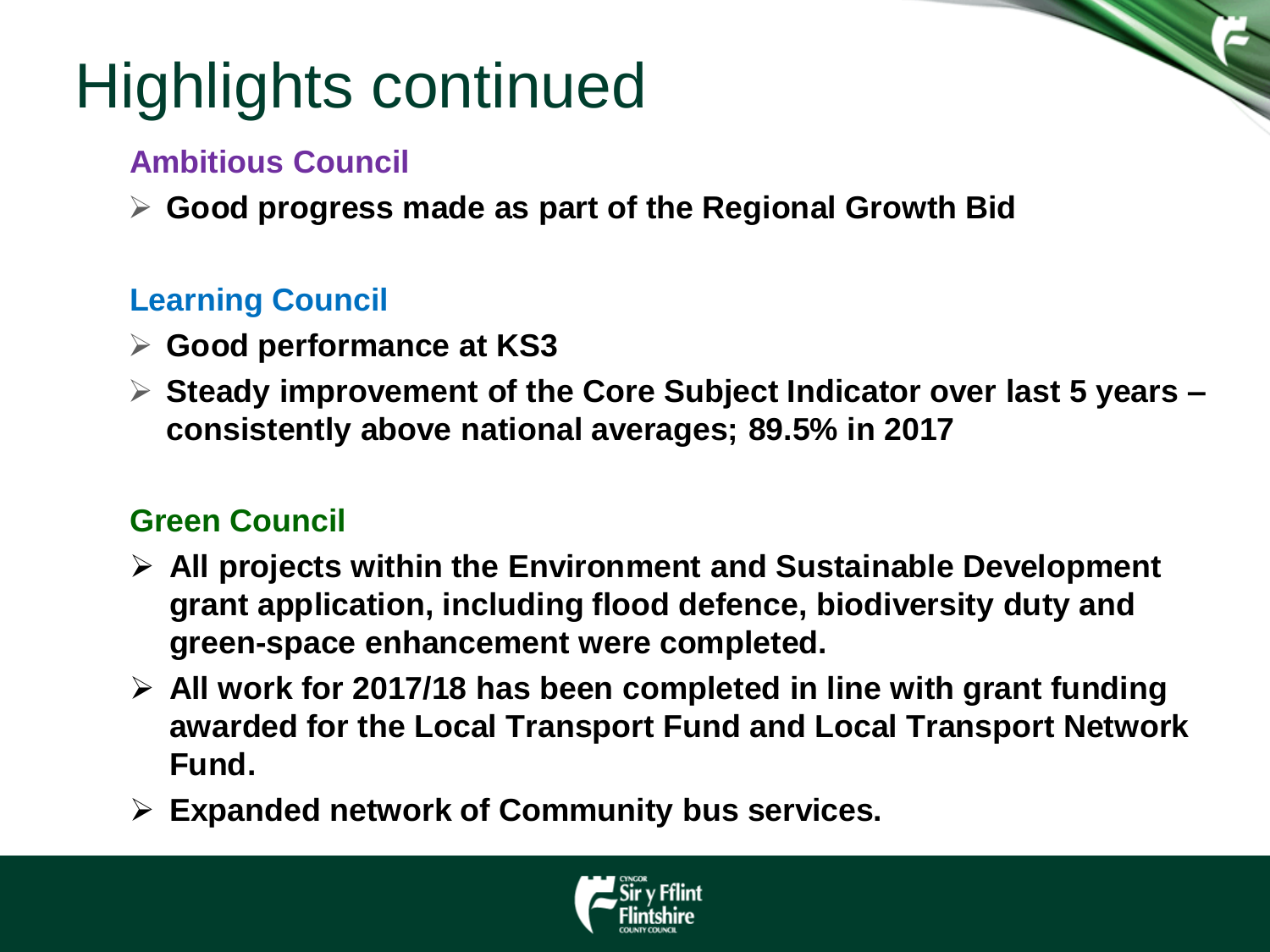# Highlights continued

### Ambitious Council

- **Good progress made as part of the Regional Growth Bid**

### Learning Council

- **Good performance at KS3**
- **Steady improvement of the Core Subject Indicator over last 5 years – consistently above national averages; 89.5% in 2017**

### Green Council

- **All projects within the Environment and Sustainable Development grant application, including flood defence, biodiversity duty and green-space enhancement were completed.**
- **All work for 2017/18 has been completed in line with grant funding awarded for the Local Transport Fund and Local Transport Network Fund.**
- **Expanded network of Community bus services.**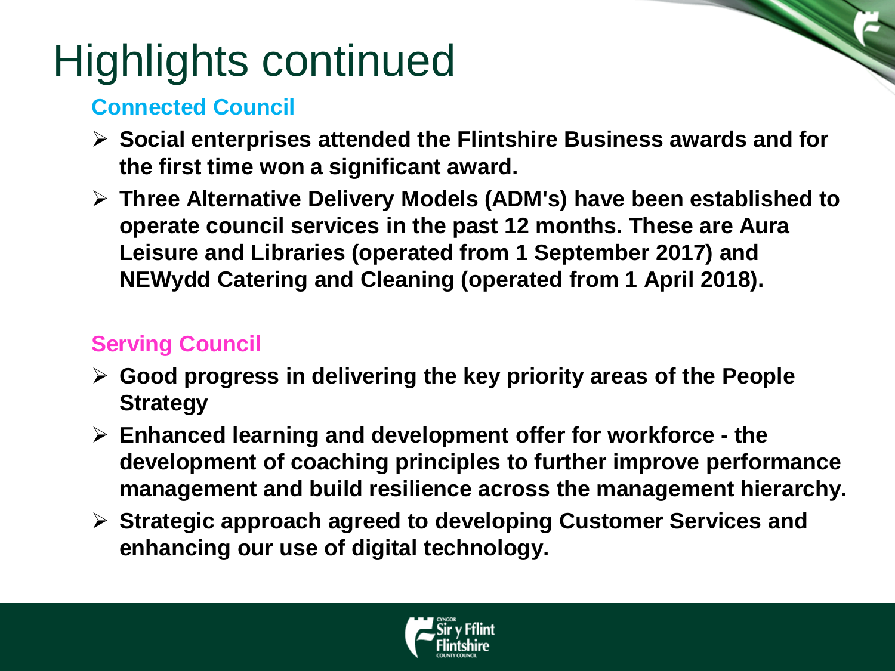# Highlights continued

### Connected Council

- **Social enterprises attended the Flintshire Business awards and for the first time won a significant award.**
- **Three Alternative Delivery Models (ADM's) have been established to operate council services in the past 12 months. These are Aura Leisure and Libraries (operated from 1 September 2017) and NEWydd Catering and Cleaning (operated from 1 April 2018).**

### Serving Council

- **Good progress in delivering the key priority areas of the People Strategy**
- **Enhanced learning and development offer for workforce - the development of coaching principles to further improve performance management and build resilience across the management hierarchy.**
- **Strategic approach agreed to developing Customer Services and enhancing our use of digital technology.**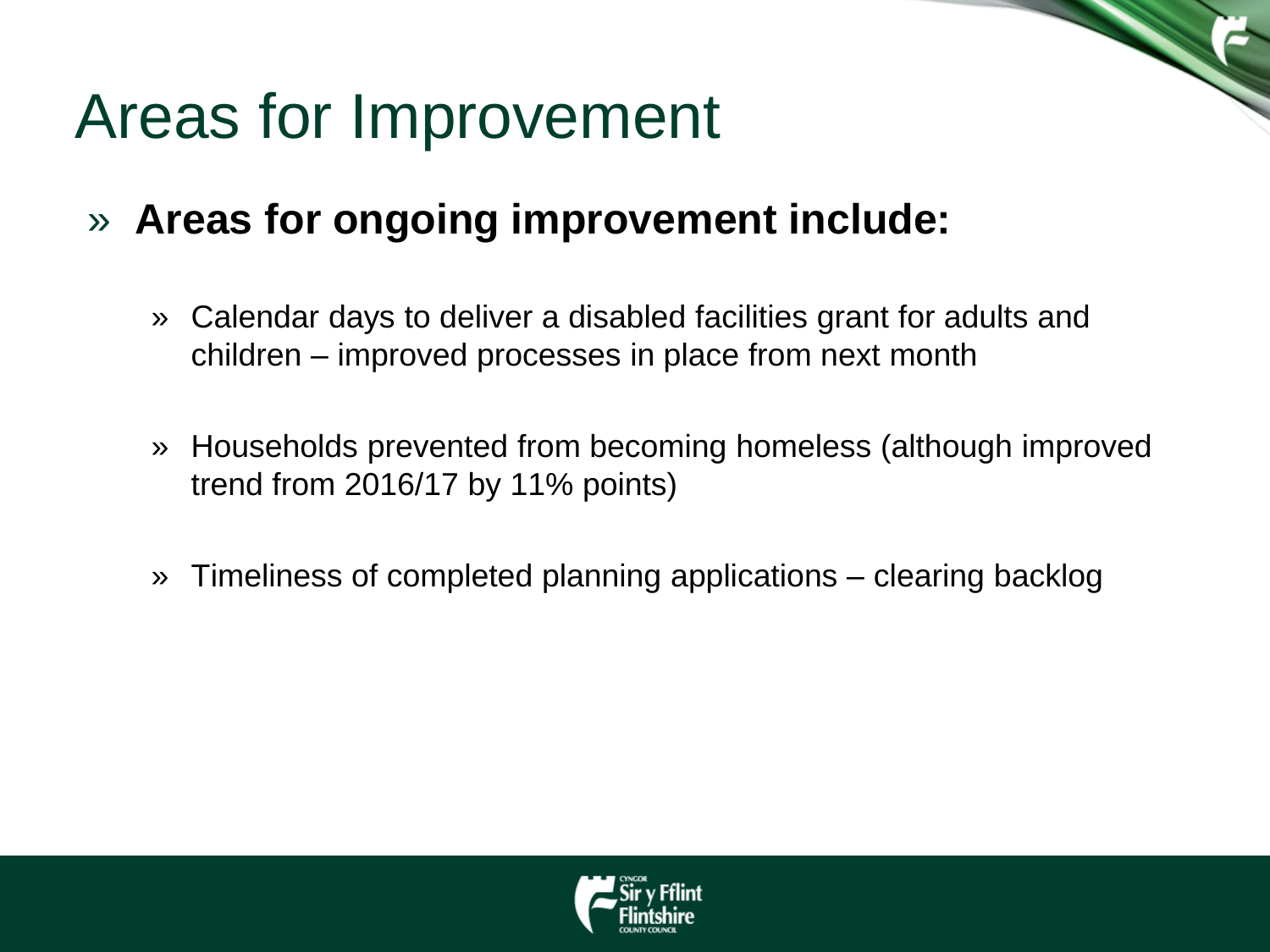# Areas for Improvement

- **Areas for ongoing improvement include:**
  - Calendar days to deliver a disabled facilities grant for adults and children – improved processes in place from next month
  - Households prevented from becoming homeless (although improved trend from 2016/17 by 11% points)
  - Timeliness of completed planning applications – clearing backlog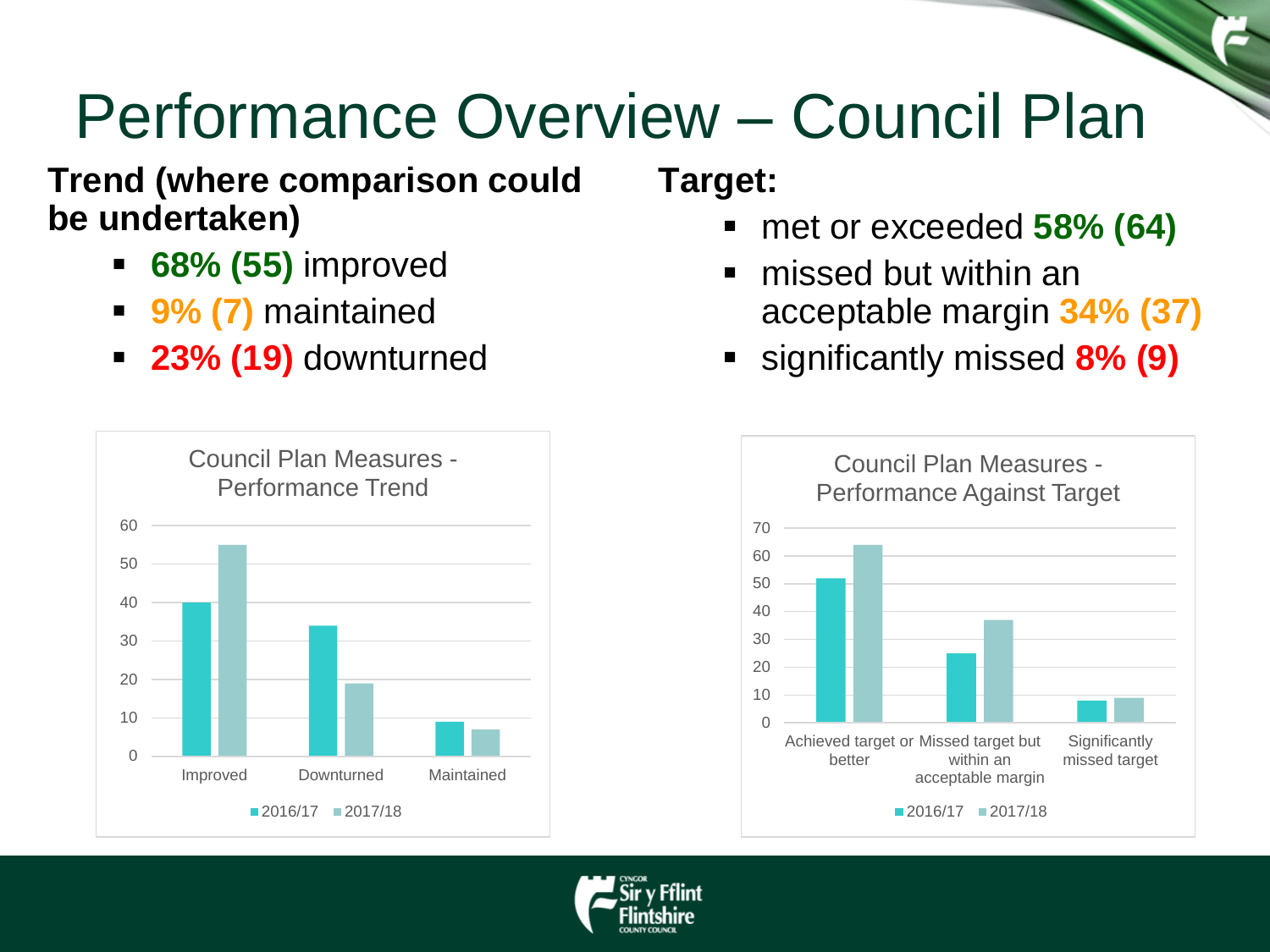# Performance Overview – Council Plan

**Trend (where comparison could be undertaken)**

- **68% (55)** improved
- **9% (7)** maintained
- **23% (19)** downturned

**Target:**

- met or exceeded **58% (64)**
- missed but within an acceptable margin **34% (37)**
- significantly missed **8% (9)**

**Council Plan Measures - Performance Trend**

| | 2016/17 | 2017/18 |
|---|---|---|
| Improved | 40 | 55 |
| Downturned | 34 | 19 |
| Maintained | 9 | 7 |

**Council Plan Measures - Performance Against Target**

| | 2016/17 | 2017/18 |
|---|---|---|
| Achieved target or better | 52 | 64 |
| Missed target but within an acceptable margin | 25 | 37 |
| Significantly missed target | 8 | 9 |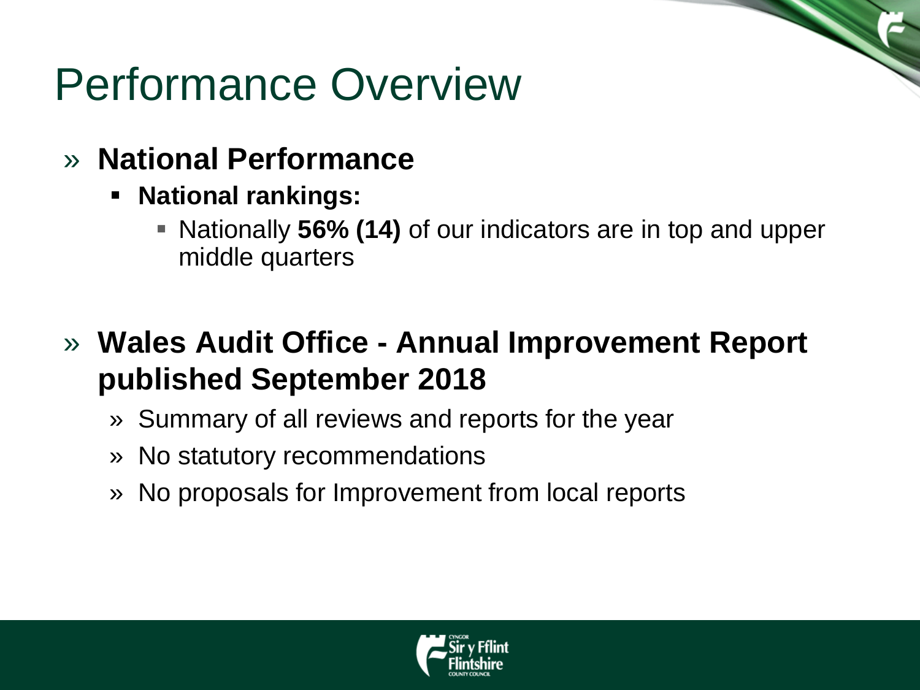# Performance Overview

- **National Performance**
  - **National rankings:**
    - Nationally **56% (14)** of our indicators are in top and upper middle quarters

- **Wales Audit Office - Annual Improvement Report published September 2018**
  - Summary of all reviews and reports for the year
  - No statutory recommendations
  - No proposals for Improvement from local reports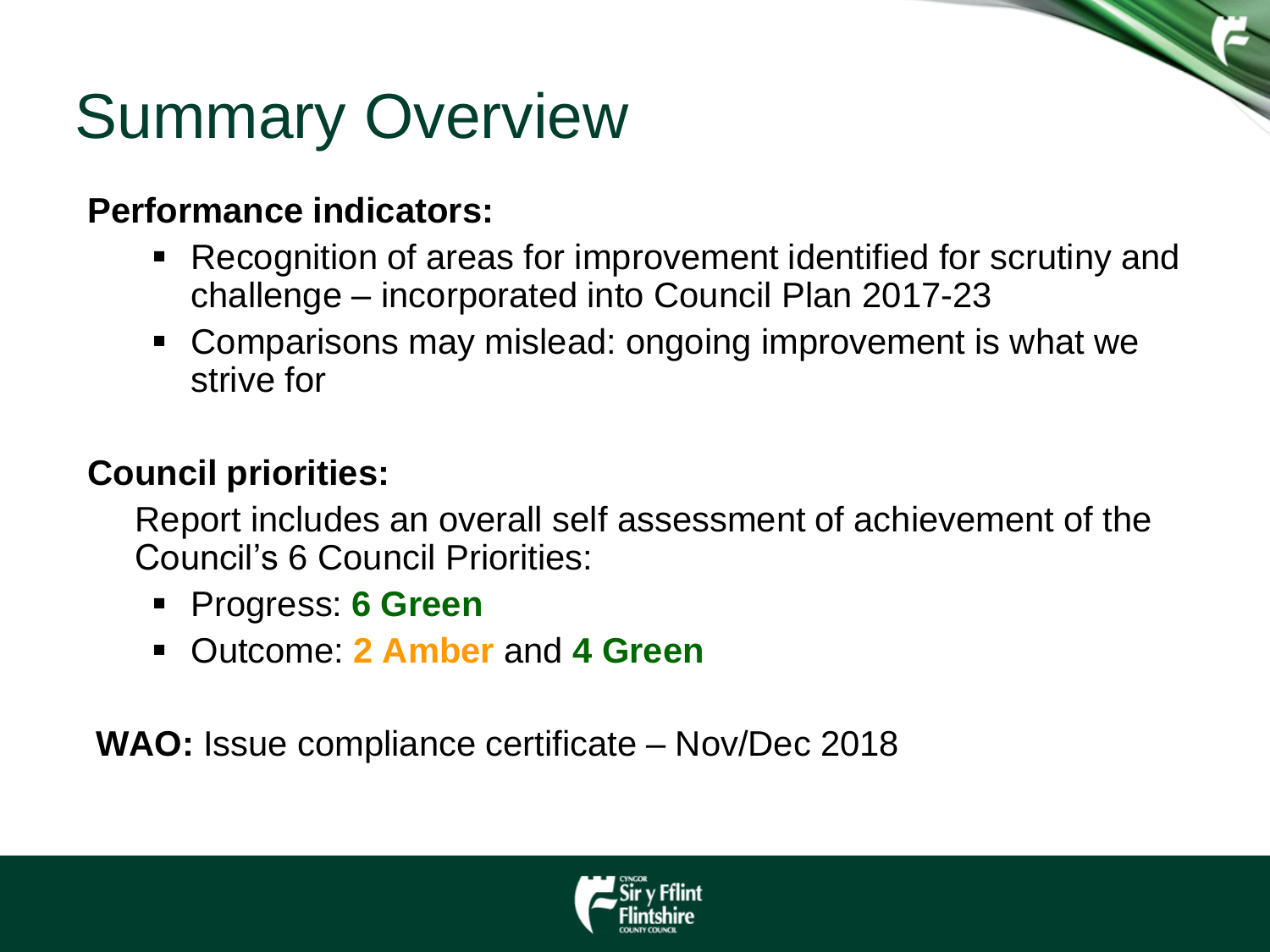# Summary Overview

**Performance indicators:**

- Recognition of areas for improvement identified for scrutiny and challenge – incorporated into Council Plan 2017-23
- Comparisons may mislead: ongoing improvement is what we strive for

**Council priorities:**

Report includes an overall self assessment of achievement of the Council's 6 Council Priorities:

- Progress: **6 Green**
- Outcome: **2 Amber** and **4 Green**

**WAO:** Issue compliance certificate – Nov/Dec 2018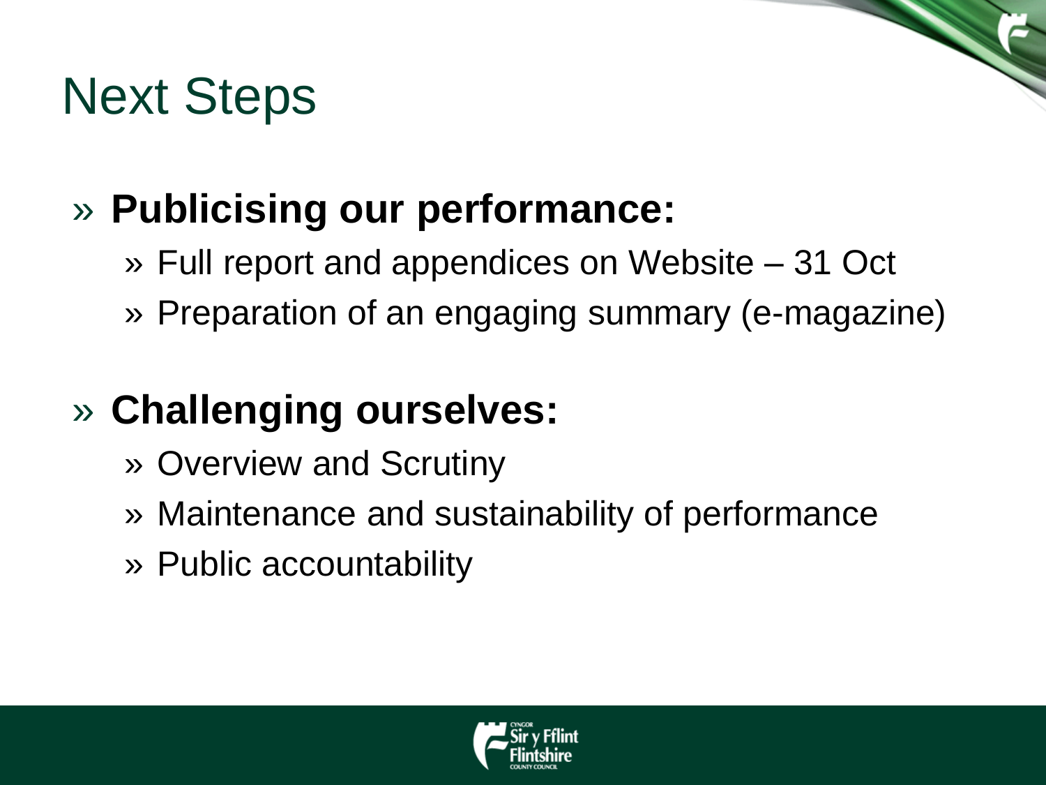# Next Steps

- **Publicising our performance:**
  - Full report and appendices on Website – 31 Oct
  - Preparation of an engaging summary (e-magazine)

- **Challenging ourselves:**
  - Overview and Scrutiny
  - Maintenance and sustainability of performance
  - Public accountability